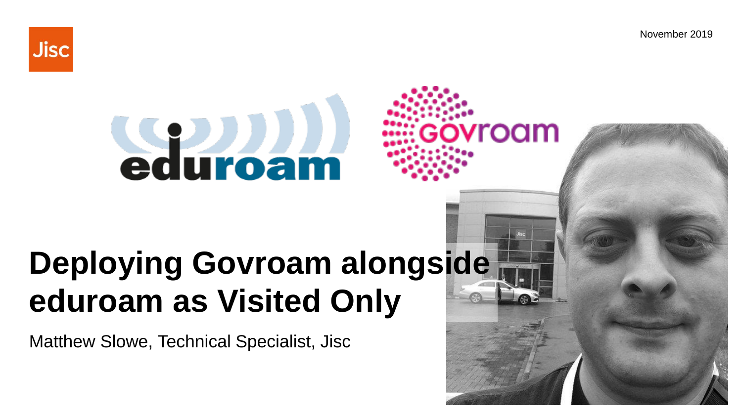November 2019

# Deploying Govroam alongside eduroam as Visited Only

Matthew Slowe, Technical Specialist, Jisc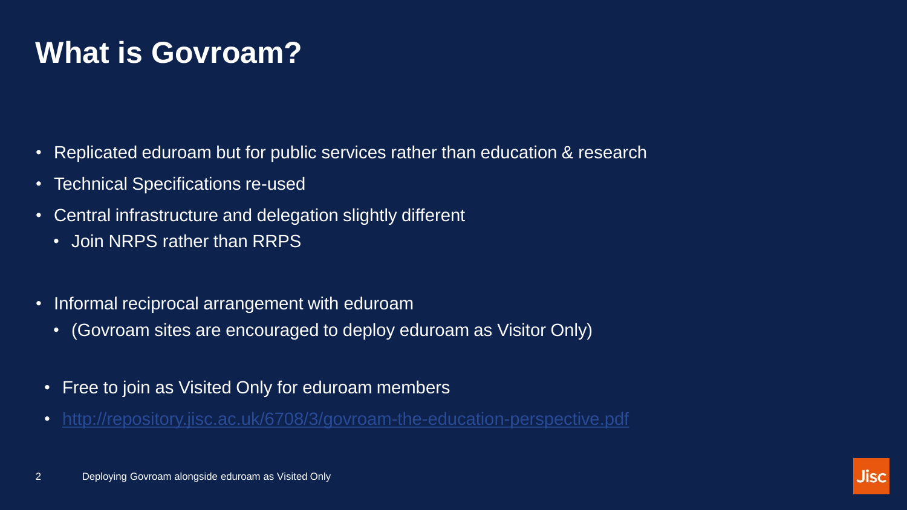# What is Govroam?

- Replicated eduroam but for public services rather than education & research
- Technical Specifications re-used
- Central infrastructure and delegation slightly different
  - Join NRPS rather than RRPS
- Informal reciprocal arrangement with eduroam
  - (Govroam sites are encouraged to deploy eduroam as Visitor Only)
- Free to join as Visited Only for eduroam members
- [http://repository.jisc.ac.uk/6708/3/govroam-the-education-perspective.pdf](http://repository.jisc.ac.uk/6708/3/govroam-the-education-perspective.pdf)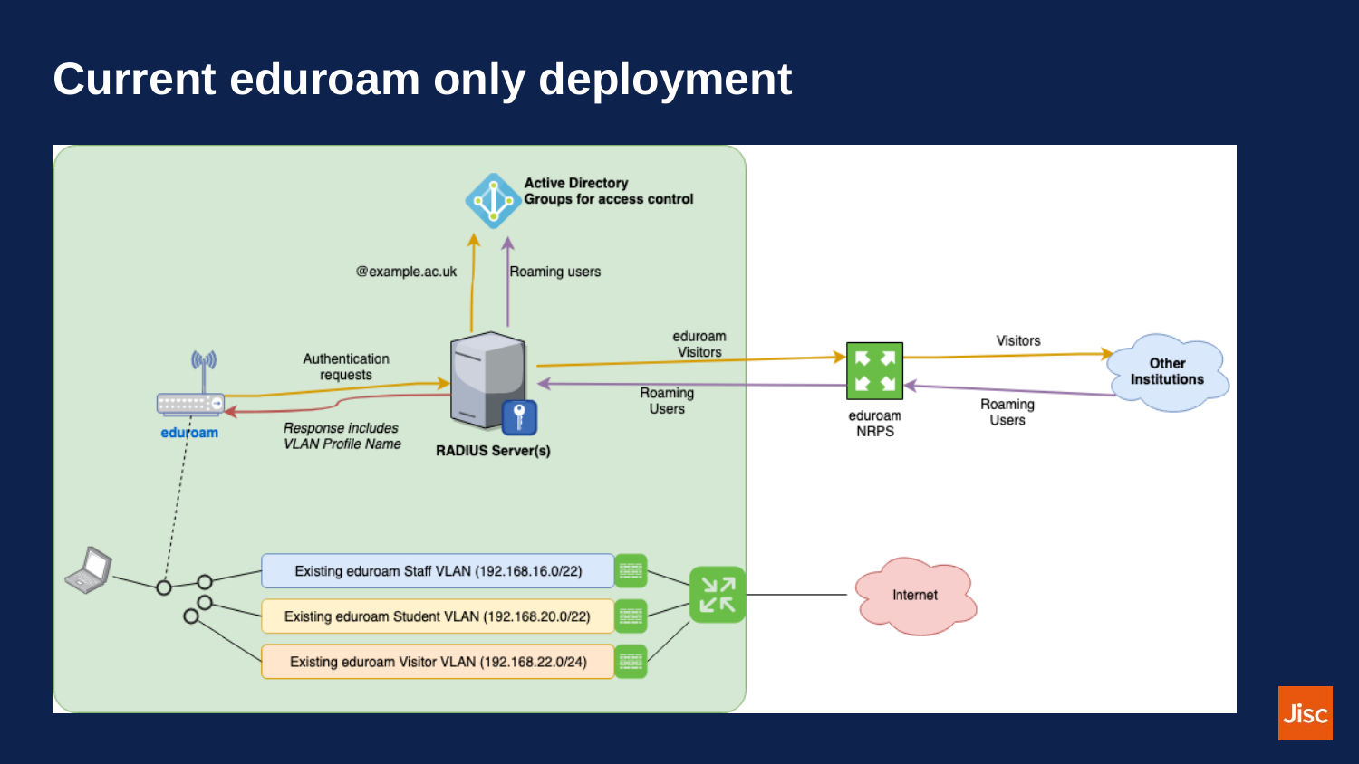# Current eduroam only deployment

Active Directory
Groups for access control

@example.ac.uk

Roaming users

Authentication requests

*Response includes VLAN Profile Name*

eduroam

RADIUS Server(s)

eduroam Visitors

Roaming Users

eduroam NRPS

Visitors

Roaming Users

Other Institutions

Existing eduroam Staff VLAN (192.168.16.0/22)

Existing eduroam Student VLAN (192.168.20.0/22)

Existing eduroam Visitor VLAN (192.168.22.0/24)

Internet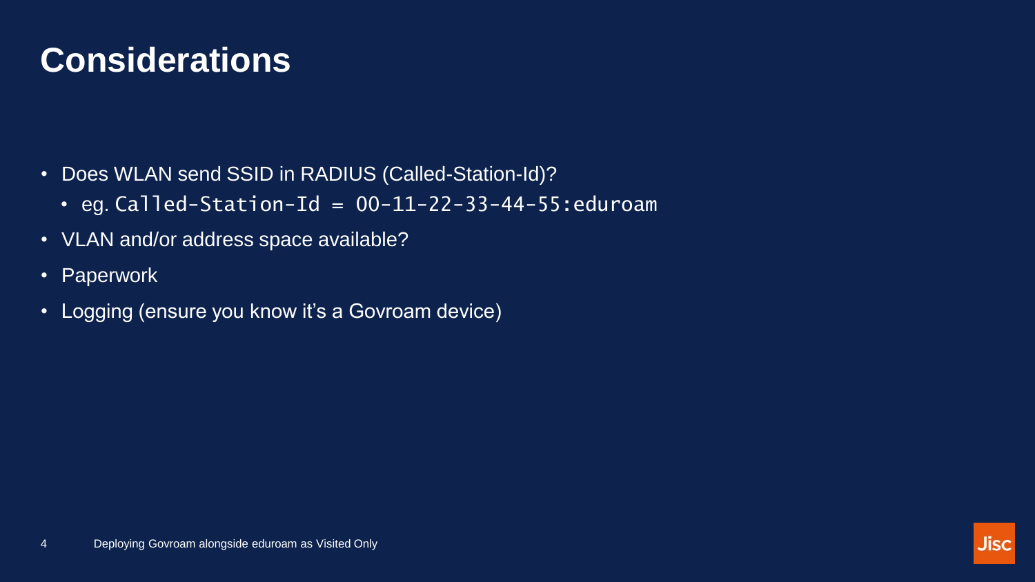# Considerations

- Does WLAN send SSID in RADIUS (Called-Station-Id)?
  - eg. `Called-Station-Id = 00-11-22-33-44-55:eduroam`
- VLAN and/or address space available?
- Paperwork
- Logging (ensure you know it's a Govroam device)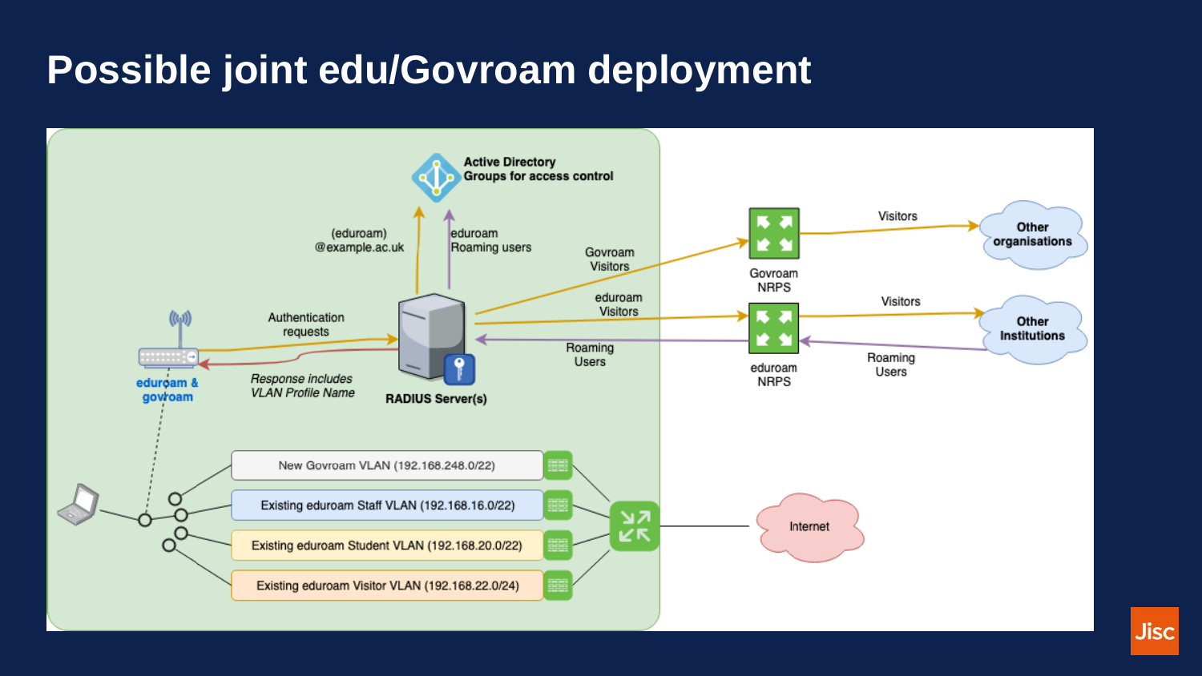# Possible joint edu/Govroam deployment

Active Directory
Groups for access control

(eduroam)
@example.ac.uk

eduroam
Roaming users

Govroam
Visitors

eduroam
Visitors

Roaming
Users

Authentication
requests

*Response includes*
*VLAN Profile Name*

eduroam &
govroam

RADIUS Server(s)

Govroam
NRPS

eduroam
NRPS

Visitors

Visitors

Roaming
Users

Other
organisations

Other
Institutions

New Govroam VLAN (192.168.248.0/22)

Existing eduroam Staff VLAN (192.168.16.0/22)

Existing eduroam Student VLAN (192.168.20.0/22)

Existing eduroam Visitor VLAN (192.168.22.0/24)

Internet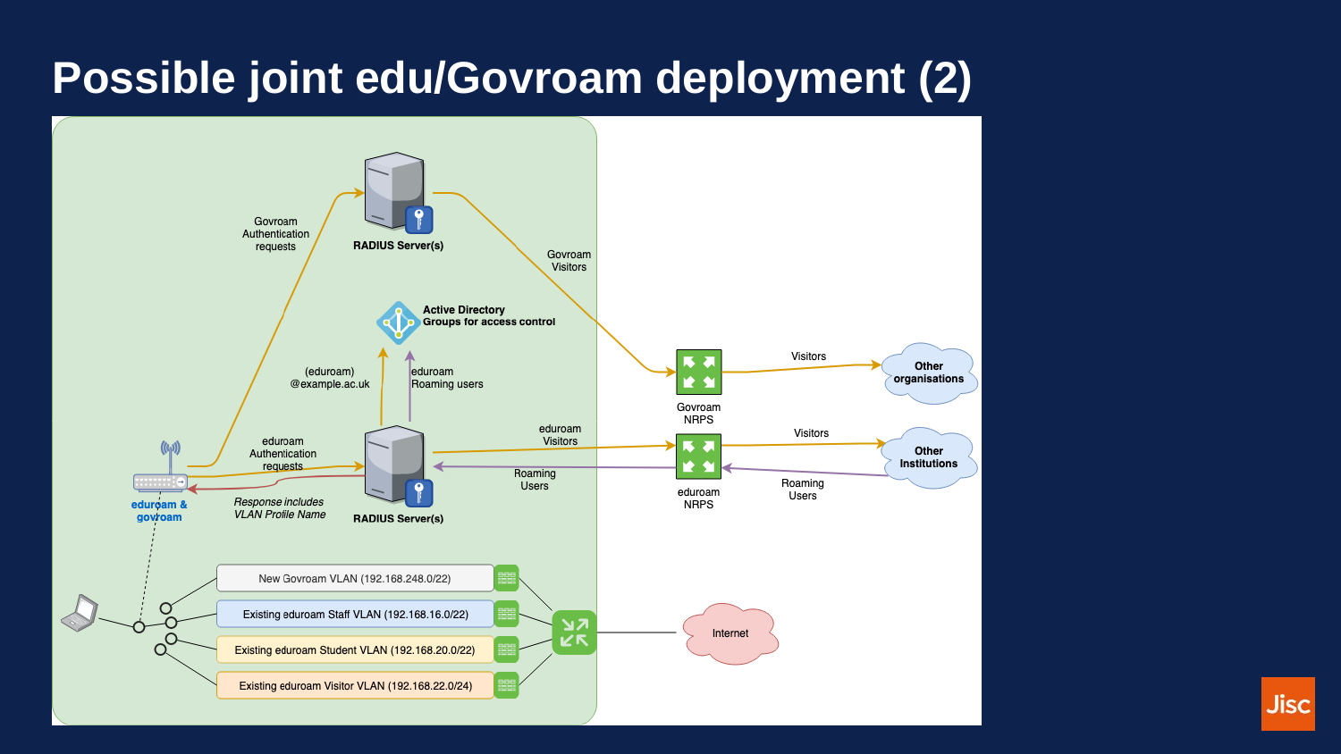# Possible joint edu/Govroam deployment (2)

RADIUS Server(s)

Govroam Authentication requests

Govroam Visitors

Active Directory Groups for access control

(eduroam) @example.ac.uk

eduroam Roaming users

Govroam NRPS

Visitors

Other organisations

eduroam Authentication requests

eduroam & govroam

*Response includes VLAN Profile Name*

RADIUS Server(s)

eduroam Visitors

Roaming Users

eduroam NRPS

Visitors

Roaming Users

Other Institutions

New Govroam VLAN (192.168.248.0/22)

Existing eduroam Staff VLAN (192.168.16.0/22)

Existing eduroam Student VLAN (192.168.20.0/22)

Existing eduroam Visitor VLAN (192.168.22.0/24)

Internet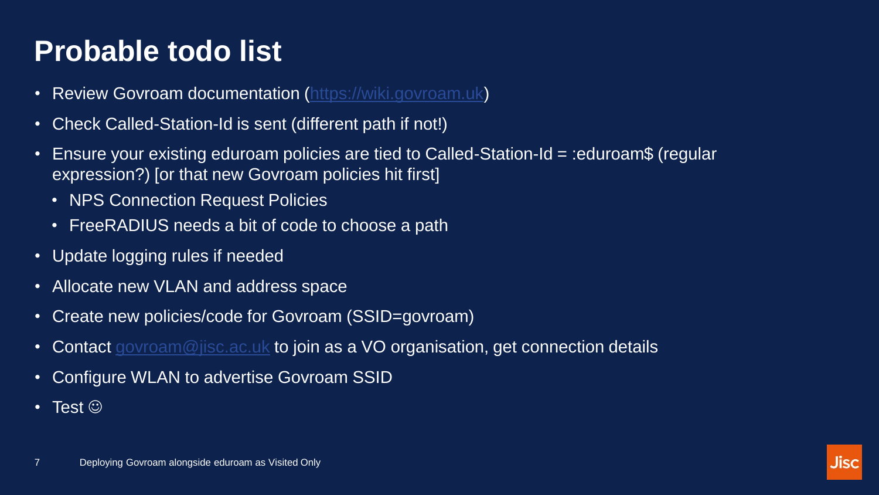# Probable todo list

- Review Govroam documentation (https://wiki.govroam.uk)
- Check Called-Station-Id is sent (different path if not!)
- Ensure your existing eduroam policies are tied to Called-Station-Id = :eduroam$ (regular expression?) [or that new Govroam policies hit first]
  - NPS Connection Request Policies
  - FreeRADIUS needs a bit of code to choose a path
- Update logging rules if needed
- Allocate new VLAN and address space
- Create new policies/code for Govroam (SSID=govroam)
- Contact govroam@jisc.ac.uk to join as a VO organisation, get connection details
- Configure WLAN to advertise Govroam SSID
- Test ☺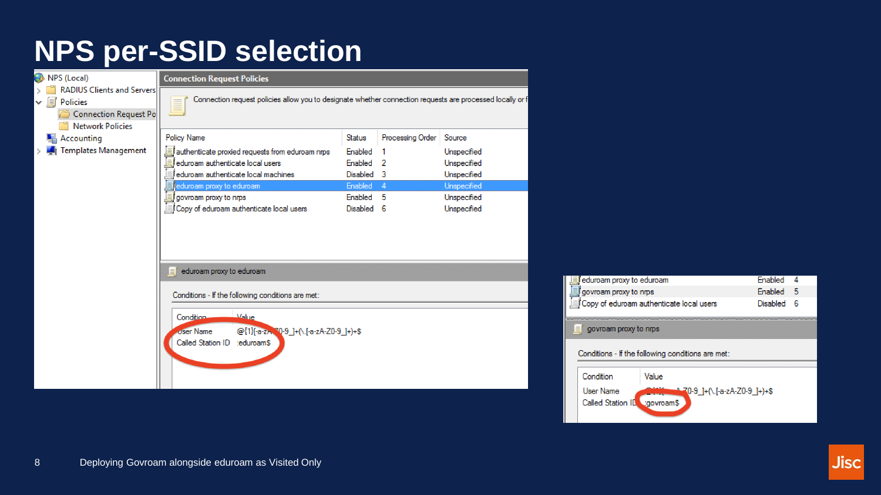# NPS per-SSID selection

NPS (Local)
- RADIUS Clients and Servers
- Policies
  - Connection Request Po
  - Network Policies
- Accounting
- Templates Management

**Connection Request Policies**

Connection request policies allow you to designate whether connection requests are processed locally or f

| Policy Name | Status | Processing Order | Source |
|---|---|---|---|
| authenticate proxied requests from eduroam nrps | Enabled | 1 | Unspecified |
| eduroam authenticate local users | Enabled | 2 | Unspecified |
| eduroam authenticate local machines | Disabled | 3 | Unspecified |
| eduroam proxy to eduroam | Enabled | 4 | Unspecified |
| govroam proxy to nrps | Enabled | 5 | Unspecified |
| Copy of eduroam authenticate local users | Disabled | 6 | Unspecified |

**eduroam proxy to eduroam**

Conditions - If the following conditions are met:

| Condition | Value |
|---|---|
| User Name | @{1}[-a-zA-Z0-9_]+(\.[-a-zA-Z0-9_]+)+$ |
| Called Station ID | :eduroam$ |

**govroam proxy to nrps**

Conditions - If the following conditions are met:

| Condition | Value |
|---|---|
| User Name | @{1}[-a-zA-Z0-9_]+(\.[-a-zA-Z0-9_]+)+$ |
| Called Station ID | :govroam$ |

Deploying Govroam alongside eduroam as Visited Only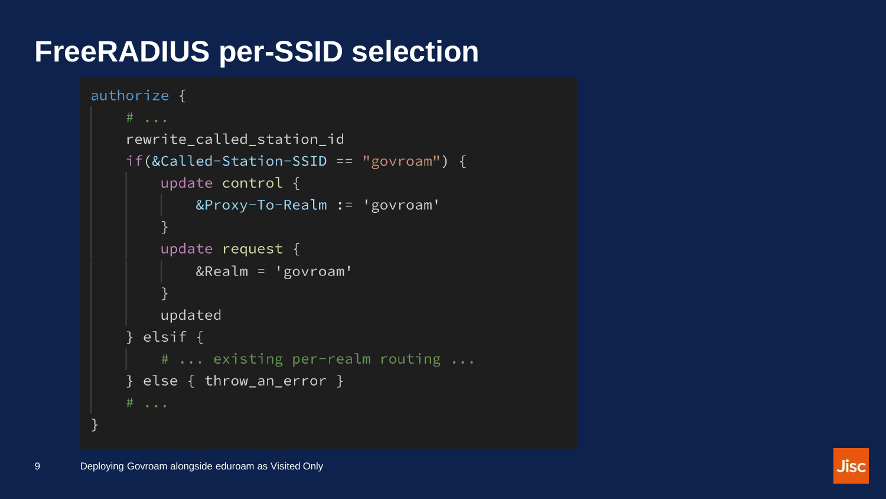# FreeRADIUS per-SSID selection

```
authorize {
    # ...
    rewrite_called_station_id
    if(&Called-Station-SSID == "govroam") {
        update control {
            &Proxy-To-Realm := 'govroam'
        }
        update request {
            &Realm = 'govroam'
        }
        updated
    } elsif {
        # ... existing per-realm routing ...
    } else { throw_an_error }
    # ...
}
```

Deploying Govroam alongside eduroam as Visited Only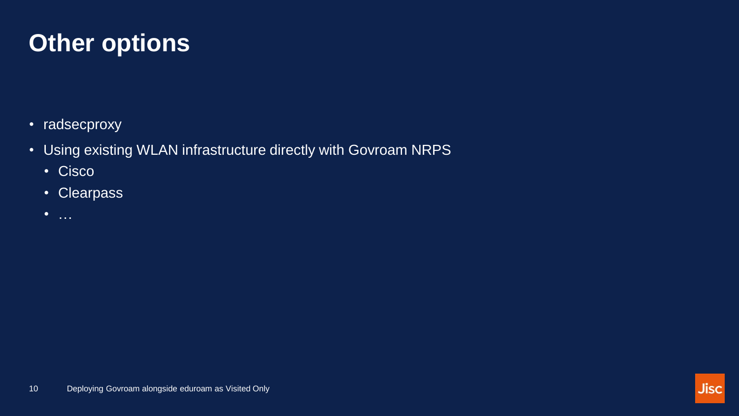# Other options

- radsecproxy
- Using existing WLAN infrastructure directly with Govroam NRPS
  - Cisco
  - Clearpass
  - …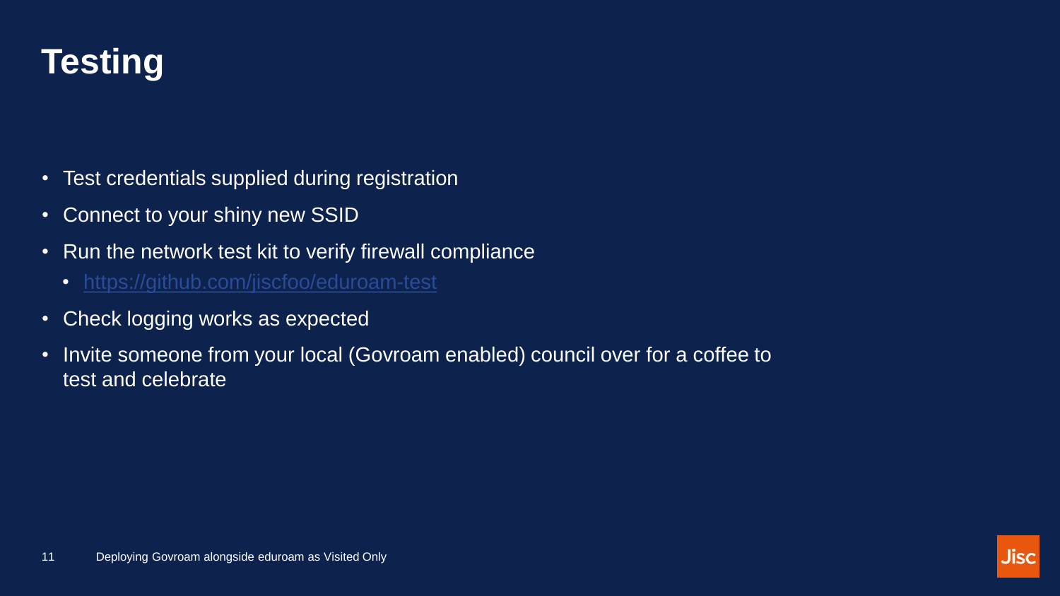# Testing

- Test credentials supplied during registration
- Connect to your shiny new SSID
- Run the network test kit to verify firewall compliance
  - https://github.com/jiscfoo/eduroam-test
- Check logging works as expected
- Invite someone from your local (Govroam enabled) council over for a coffee to test and celebrate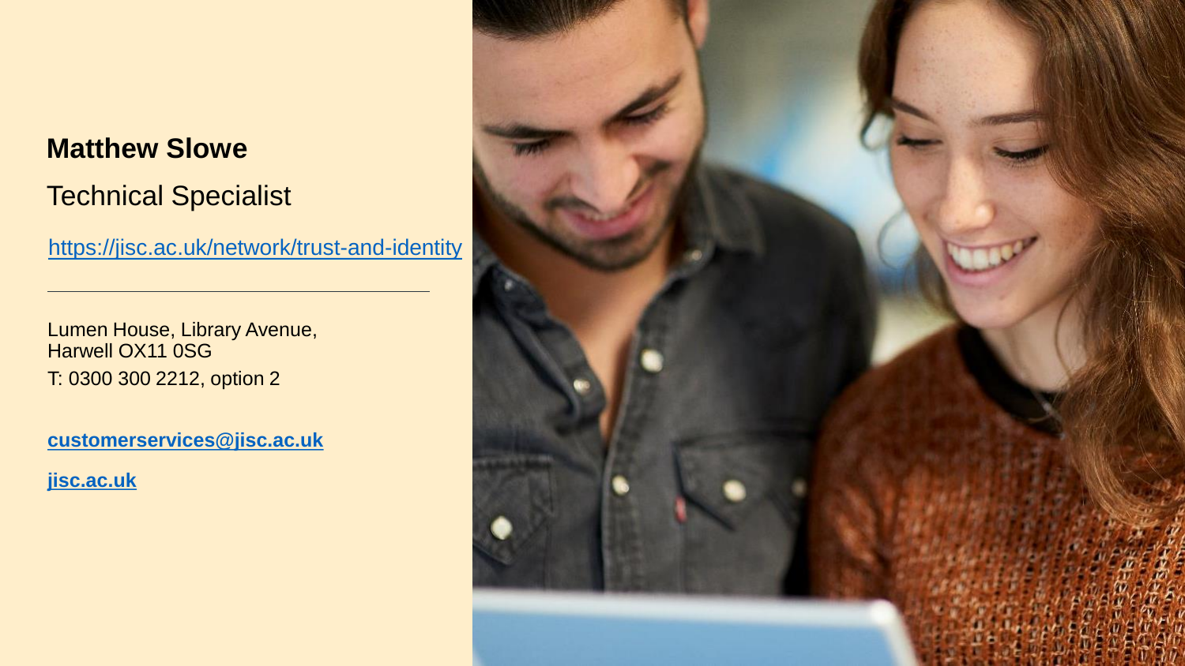**Matthew Slowe**

Technical Specialist

https://jisc.ac.uk/network/trust-and-identity

---

Lumen House, Library Avenue,
Harwell OX11 0SG

T: 0300 300 2212, option 2

**customerservices@jisc.ac.uk**

**jisc.ac.uk**